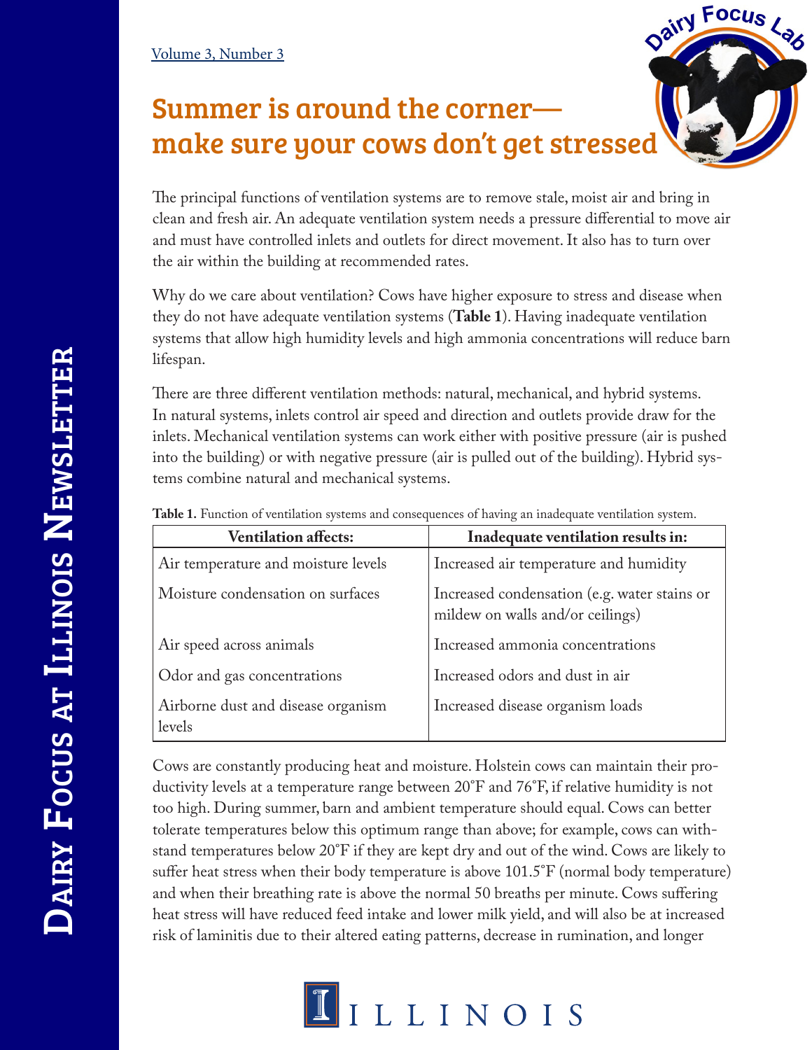# Summer is around the corner—make sure your cows don't get stressed

The principal functions of ventilation systems are to remove stale, moist air and bring in clean and fresh air. An adequate ventilation system needs a pressure differential to move air and must have controlled inlets and outlets for direct movement. It also has to turn over the air within the building at recommended rates.

Why do we care about ventilation? Cows have higher exposure to stress and disease when they do not have adequate ventilation systems (**Table 1**). Having inadequate ventilation systems that allow high humidity levels and high ammonia concentrations will reduce barn lifespan.

There are three different ventilation methods: natural, mechanical, and hybrid systems. In natural systems, inlets control air speed and direction and outlets provide draw for the inlets. Mechanical ventilation systems can work either with positive pressure (air is pushed into the building) or with negative pressure (air is pulled out of the building). Hybrid systems combine natural and mechanical systems.

**Table 1.** Function of ventilation systems and consequences of having an inadequate ventilation system.

| Ventilation affects: | Inadequate ventilation results in: |
|---|---|
| Air temperature and moisture levels | Increased air temperature and humidity |
| Moisture condensation on surfaces | Increased condensation (e.g. water stains or mildew on walls and/or ceilings) |
| Air speed across animals | Increased ammonia concentrations |
| Odor and gas concentrations | Increased odors and dust in air |
| Airborne dust and disease organism levels | Increased disease organism loads |

Cows are constantly producing heat and moisture. Holstein cows can maintain their productivity levels at a temperature range between 20˚F and 76˚F, if relative humidity is not too high. During summer, barn and ambient temperature should equal. Cows can better tolerate temperatures below this optimum range than above; for example, cows can withstand temperatures below 20˚F if they are kept dry and out of the wind. Cows are likely to suffer heat stress when their body temperature is above 101.5˚F (normal body temperature) and when their breathing rate is above the normal 50 breaths per minute. Cows suffering heat stress will have reduced feed intake and lower milk yield, and will also be at increased risk of laminitis due to their altered eating patterns, decrease in rumination, and longer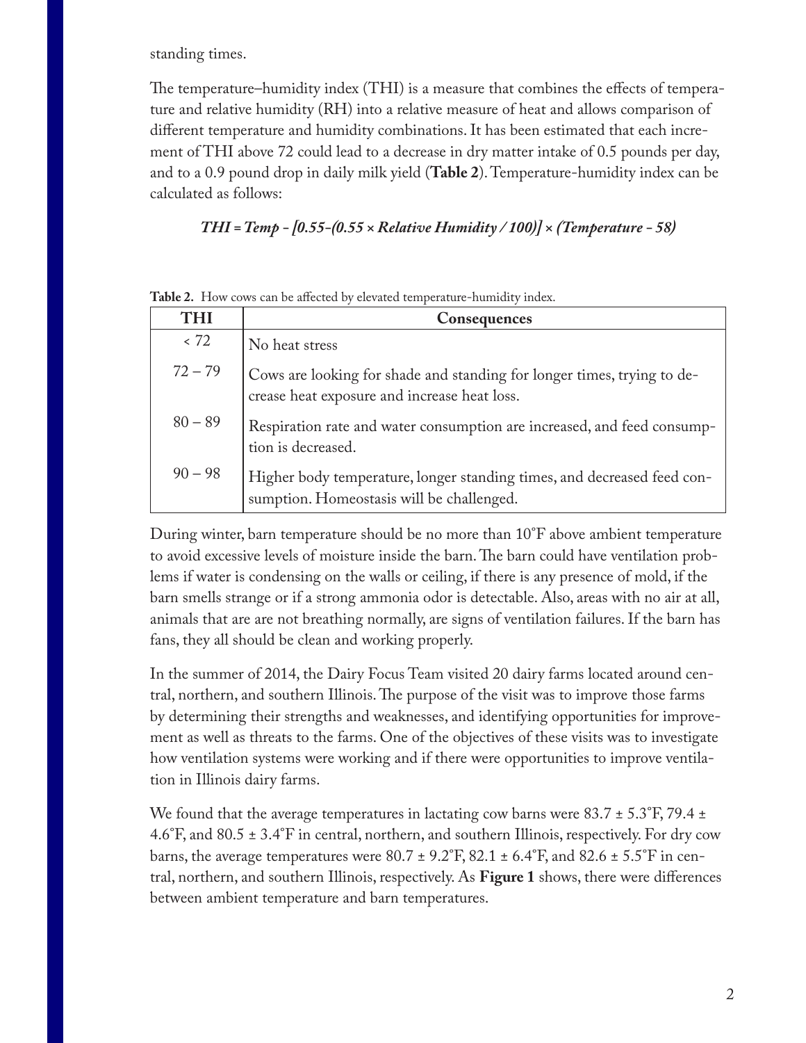standing times.

The temperature–humidity index (THI) is a measure that combines the effects of temperature and relative humidity (RH) into a relative measure of heat and allows comparison of different temperature and humidity combinations. It has been estimated that each increment of THI above 72 could lead to a decrease in dry matter intake of 0.5 pounds per day, and to a 0.9 pound drop in daily milk yield (**Table 2**). Temperature-humidity index can be calculated as follows:

$$THI = Temp - [0.55 - (0.55 \times Relative\ Humidity / 100)] \times (Temperature - 58)$$

**Table 2.** How cows can be affected by elevated temperature-humidity index.

| THI | Consequences |
|---|---|
| < 72 | No heat stress |
| 72 – 79 | Cows are looking for shade and standing for longer times, trying to decrease heat exposure and increase heat loss. |
| 80 – 89 | Respiration rate and water consumption are increased, and feed consumption is decreased. |
| 90 – 98 | Higher body temperature, longer standing times, and decreased feed consumption. Homeostasis will be challenged. |

During winter, barn temperature should be no more than 10˚F above ambient temperature to avoid excessive levels of moisture inside the barn. The barn could have ventilation problems if water is condensing on the walls or ceiling, if there is any presence of mold, if the barn smells strange or if a strong ammonia odor is detectable. Also, areas with no air at all, animals that are are not breathing normally, are signs of ventilation failures. If the barn has fans, they all should be clean and working properly.

In the summer of 2014, the Dairy Focus Team visited 20 dairy farms located around central, northern, and southern Illinois. The purpose of the visit was to improve those farms by determining their strengths and weaknesses, and identifying opportunities for improvement as well as threats to the farms. One of the objectives of these visits was to investigate how ventilation systems were working and if there were opportunities to improve ventilation in Illinois dairy farms.

We found that the average temperatures in lactating cow barns were 83.7 ± 5.3˚F, 79.4 ± 4.6˚F, and 80.5 ± 3.4˚F in central, northern, and southern Illinois, respectively. For dry cow barns, the average temperatures were 80.7 ± 9.2˚F, 82.1 ± 6.4˚F, and 82.6 ± 5.5˚F in central, northern, and southern Illinois, respectively. As **Figure 1** shows, there were differences between ambient temperature and barn temperatures.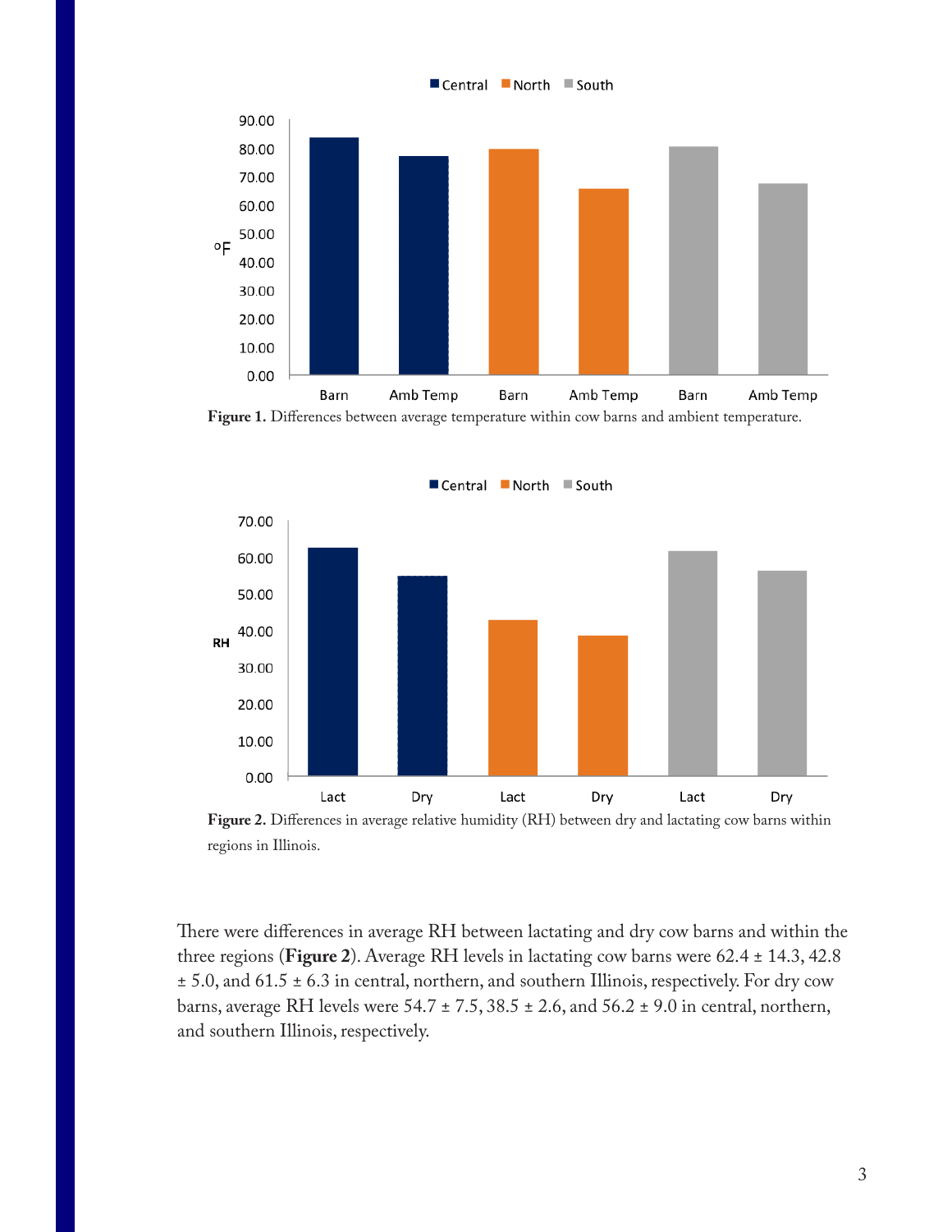Figure 1. Differences between average temperature within cow barns and ambient temperature.

Figure 2. Differences in average relative humidity (RH) between dry and lactating cow barns within regions in Illinois.

There were differences in average RH between lactating and dry cow barns and within the three regions (**Figure 2**). Average RH levels in lactating cow barns were 62.4 ± 14.3, 42.8 ± 5.0, and 61.5 ± 6.3 in central, northern, and southern Illinois, respectively. For dry cow barns, average RH levels were 54.7 ± 7.5, 38.5 ± 2.6, and 56.2 ± 9.0 in central, northern, and southern Illinois, respectively.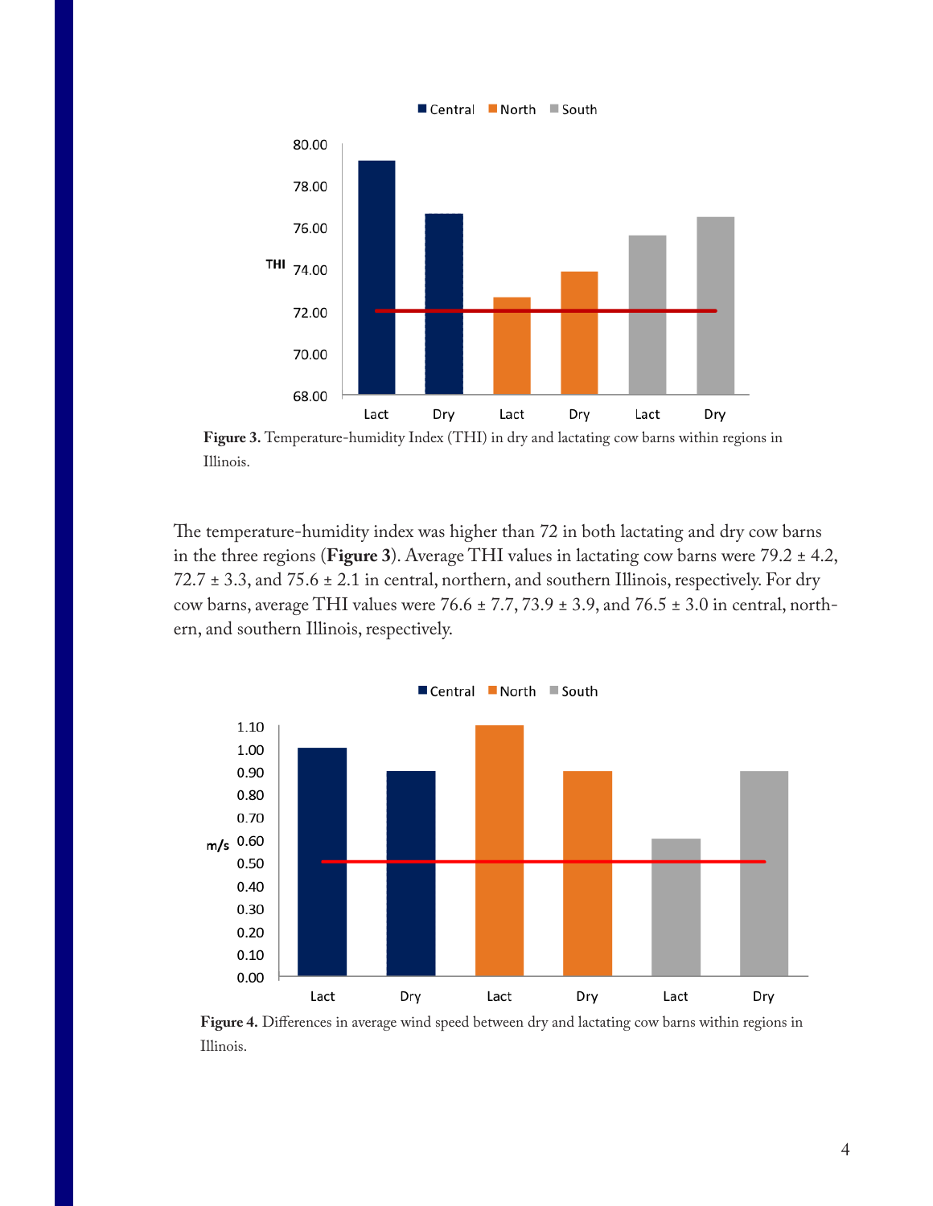**Figure 3.** Temperature-humidity Index (THI) in dry and lactating cow barns within regions in Illinois.

The temperature-humidity index was higher than 72 in both lactating and dry cow barns in the three regions (**Figure 3**). Average THI values in lactating cow barns were 79.2 ± 4.2, 72.7 ± 3.3, and 75.6 ± 2.1 in central, northern, and southern Illinois, respectively. For dry cow barns, average THI values were 76.6 ± 7.7, 73.9 ± 3.9, and 76.5 ± 3.0 in central, northern, and southern Illinois, respectively.

**Figure 4.** Differences in average wind speed between dry and lactating cow barns within regions in Illinois.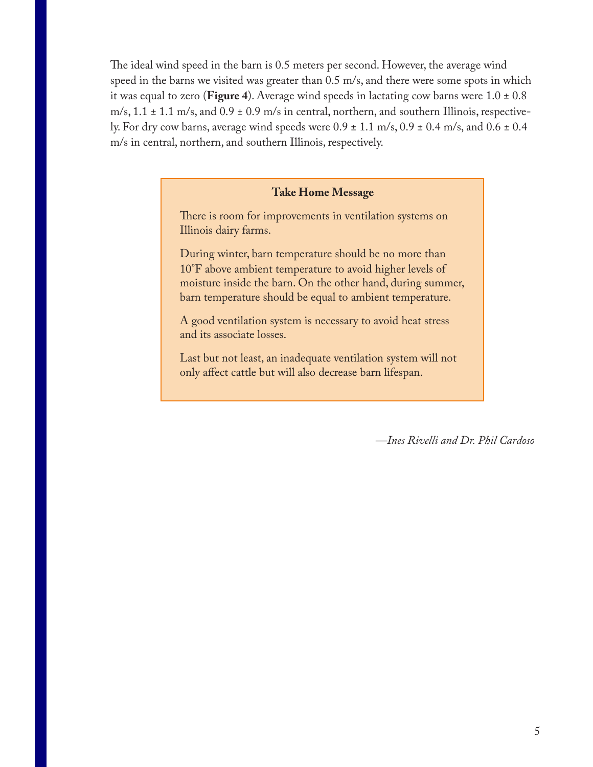The ideal wind speed in the barn is 0.5 meters per second. However, the average wind speed in the barns we visited was greater than 0.5 m/s, and there were some spots in which it was equal to zero (**Figure 4**). Average wind speeds in lactating cow barns were 1.0 ± 0.8 m/s, 1.1 ± 1.1 m/s, and 0.9 ± 0.9 m/s in central, northern, and southern Illinois, respectively. For dry cow barns, average wind speeds were 0.9 ± 1.1 m/s, 0.9 ± 0.4 m/s, and 0.6 ± 0.4 m/s in central, northern, and southern Illinois, respectively.

**Take Home Message**

There is room for improvements in ventilation systems on Illinois dairy farms.

During winter, barn temperature should be no more than 10°F above ambient temperature to avoid higher levels of moisture inside the barn. On the other hand, during summer, barn temperature should be equal to ambient temperature.

A good ventilation system is necessary to avoid heat stress and its associate losses.

Last but not least, an inadequate ventilation system will not only affect cattle but will also decrease barn lifespan.

*—Ines Rivelli and Dr. Phil Cardoso*